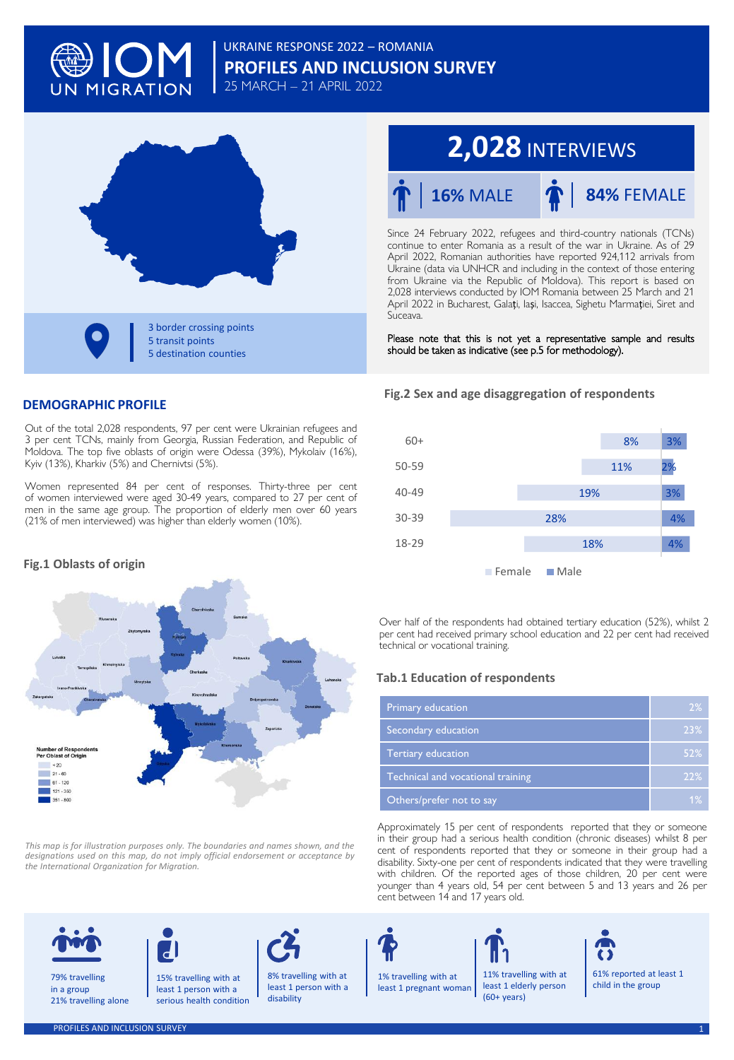UKRAINE RESPONSE 2022 – ROMANIA

# PROFILES AND INCLUSION SURVEY

25 MARCH – 21 APRIL 2022

3 border crossing points
5 transit points
5 destination counties

## 2,028 INTERVIEWS

**16% MALE** | **84% FEMALE**

Since 24 February 2022, refugees and third-country nationals (TCNs) continue to enter Romania as a result of the war in Ukraine. As of 29 April 2022, Romanian authorities have reported 924,112 arrivals from Ukraine (data via UNHCR and including in the context of those entering from Ukraine via the Republic of Moldova). This report is based on 2,028 interviews conducted by IOM Romania between 25 March and 21 April 2022 in Bucharest, Galați, Iași, Isaccea, Sighetu Marmației, Siret and Suceava.

**Please note that this is not yet a representative sample and results should be taken as indicative (see p.5 for methodology).**

## DEMOGRAPHIC PROFILE

Out of the total 2,028 respondents, 97 per cent were Ukrainian refugees and 3 per cent TCNs, mainly from Georgia, Russian Federation, and Republic of Moldova. The top five oblasts of origin were Odessa (39%), Mykolaiv (16%), Kyiv (13%), Kharkiv (5%) and Chernivtsi (5%).

Women represented 84 per cent of responses. Thirty-three per cent of women interviewed were aged 30-49 years, compared to 27 per cent of men in the same age group. The proportion of elderly men over 60 years (21% of men interviewed) was higher than elderly women (10%).

### Fig.1 Oblasts of origin

Number of Respondents Per Oblast of Origin: < 20; 21 - 60; 61 - 120; 121 - 350; 351 - 800

*This map is for illustration purposes only. The boundaries and names shown, and the designations used on this map, do not imply official endorsement or acceptance by the International Organization for Migration.*

### Fig.2 Sex and age disaggregation of respondents

| Age | Female | Male |
|---|---|---|
| 60+ | 8% | 3% |
| 50-59 | 11% | 2% |
| 40-49 | 19% | 3% |
| 30-39 | 28% | 4% |
| 18-29 | 18% | 4% |

Over half of the respondents had obtained tertiary education (52%), whilst 2 per cent had received primary school education and 22 per cent had received technical or vocational training.

### Tab.1 Education of respondents

| Education | % |
|---|---|
| Primary education | 2% |
| Secondary education | 23% |
| Tertiary education | 52% |
| Technical and vocational training | 22% |
| Others/prefer not to say | 1% |

Approximately 15 per cent of respondents reported that they or someone in their group had a serious health condition (chronic diseases) whilst 8 per cent of respondents reported that they or someone in their group had a disability. Sixty-one per cent of respondents indicated that they were travelling with children. Of the reported ages of those children, 20 per cent were younger than 4 years old, 54 per cent between 5 and 13 years and 26 per cent between 14 and 17 years old.

- 79% travelling in a group; 21% travelling alone
- 15% travelling with at least 1 person with a serious health condition
- 8% travelling with at least 1 person with a disability
- 1% travelling with at least 1 pregnant woman
- 11% travelling with at least 1 elderly person (60+ years)
- 61% reported at least 1 child in the group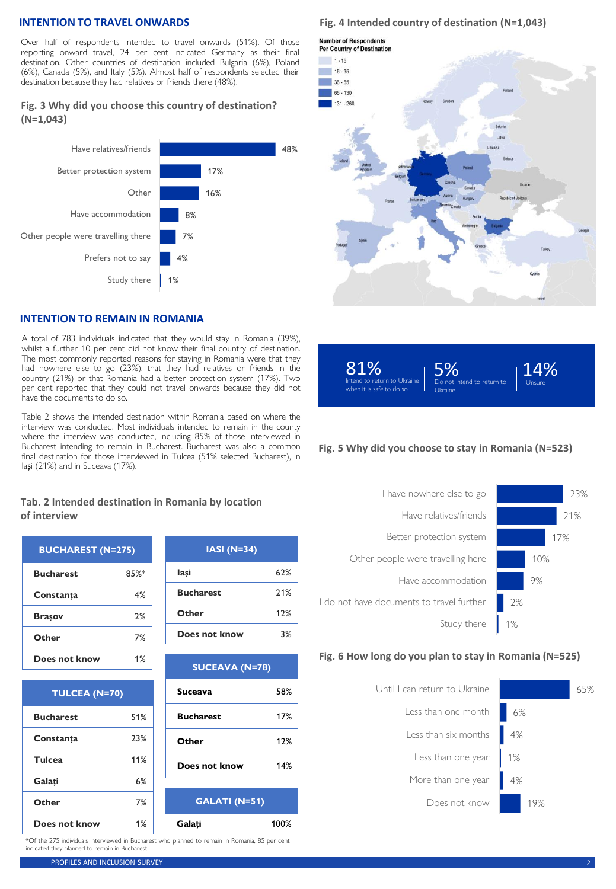## INTENTION TO TRAVEL ONWARDS

Over half of respondents intended to travel onwards (51%). Of those reporting onward travel, 24 per cent indicated Germany as their final destination. Other countries of destination included Bulgaria (6%), Poland (6%), Canada (5%), and Italy (5%). Almost half of respondents selected their destination because they had relatives or friends there (48%).

### Fig. 3 Why did you choose this country of destination? (N=1,043)

| Reason | % |
|---|---|
| Have relatives/friends | 48% |
| Better protection system | 17% |
| Other | 16% |
| Have accommodation | 8% |
| Other people were travelling there | 7% |
| Prefers not to say | 4% |
| Study there | 1% |

### Fig. 4 Intended country of destination (N=1,043)

Number of Respondents Per Country of Destination: 1 - 15; 16 - 35; 36 - 65; 66 - 130; 131 - 260

## INTENTION TO REMAIN IN ROMANIA

A total of 783 individuals indicated that they would stay in Romania (39%), whilst a further 10 per cent did not know their final country of destination. The most commonly reported reasons for staying in Romania were that they had nowhere else to go (23%), that they had relatives or friends in the country (21%) or that Romania had a better protection system (17%). Two per cent reported that they could not travel onwards because they did not have the documents to do so.

Table 2 shows the intended destination within Romania based on where the interview was conducted. Most individuals intended to remain in the county where the interview was conducted, including 85% of those interviewed in Bucharest intending to remain in Bucharest. Bucharest was also a common final destination for those interviewed in Tulcea (51% selected Bucharest), in Iași (21%) and in Suceava (17%).

**81%** Intend to return to Ukraine when it is safe to do so | **5%** Do not intend to return to Ukraine | **14%** Unsure

### Fig. 5 Why did you choose to stay in Romania (N=523)

| Reason | % |
|---|---|
| I have nowhere else to go | 23% |
| Have relatives/friends | 21% |
| Better protection system | 17% |
| Other people were travelling here | 10% |
| Have accommodation | 9% |
| I do not have documents to travel further | 2% |
| Study there | 1% |

### Tab. 2 Intended destination in Romania by location of interview

| BUCHAREST (N=275) | |
|---|---|
| Bucharest | 85%* |
| Constanța | 4% |
| Brașov | 2% |
| Other | 7% |
| Does not know | 1% |

| TULCEA (N=70) | |
|---|---|
| Bucharest | 51% |
| Constanța | 23% |
| Tulcea | 11% |
| Galați | 6% |
| Other | 7% |
| Does not know | 1% |

| IASI (N=34) | |
|---|---|
| Iași | 62% |
| Bucharest | 21% |
| Other | 12% |
| Does not know | 3% |

| SUCEAVA (N=78) | |
|---|---|
| Suceava | 58% |
| Bucharest | 17% |
| Other | 12% |
| Does not know | 14% |

| GALATI (N=51) | |
|---|---|
| Galați | 100% |

*Of the 275 individuals interviewed in Bucharest who planned to remain in Romania, 85 per cent indicated they planned to remain in Bucharest.

### Fig. 6 How long do you plan to stay in Romania (N=525)

| Duration | % |
|---|---|
| Until I can return to Ukraine | 65% |
| Less than one month | 6% |
| Less than six months | 4% |
| Less than one year | 1% |
| More than one year | 4% |
| Does not know | 19% |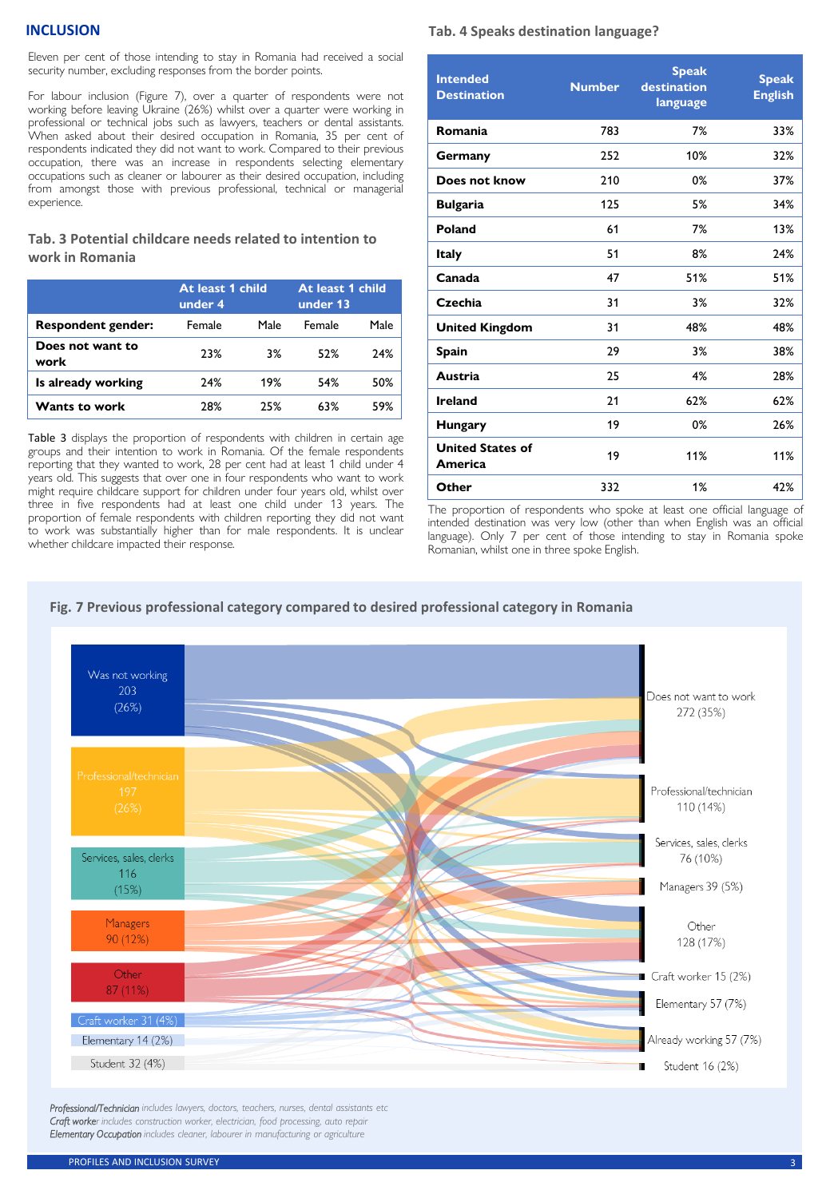## INCLUSION

Eleven per cent of those intending to stay in Romania had received a social security number, excluding responses from the border points.

For labour inclusion (Figure 7), over a quarter of respondents were not working before leaving Ukraine (26%) whilst over a quarter were working in professional or technical jobs such as lawyers, teachers or dental assistants. When asked about their desired occupation in Romania, 35 per cent of respondents indicated they did not want to work. Compared to their previous occupation, there was an increase in respondents selecting elementary occupations such as cleaner or labourer as their desired occupation, including from amongst those with previous professional, technical or managerial experience.

### Tab. 3 Potential childcare needs related to intention to work in Romania

| | At least 1 child under 4 | | At least 1 child under 13 | |
|---|---|---|---|---|
| **Respondent gender:** | Female | Male | Female | Male |
| **Does not want to work** | 23% | 3% | 52% | 24% |
| **Is already working** | 24% | 19% | 54% | 50% |
| **Wants to work** | 28% | 25% | 63% | 59% |

Table 3 displays the proportion of respondents with children in certain age groups and their intention to work in Romania. Of the female respondents reporting that they wanted to work, 28 per cent had at least 1 child under 4 years old. This suggests that over one in four respondents who want to work might require childcare support for children under four years old, whilst over three in five respondents had at least one child under 13 years. The proportion of female respondents with children reporting they did not want to work was substantially higher than for male respondents. It is unclear whether childcare impacted their response.

### Tab. 4 Speaks destination language?

| Intended Destination | Number | Speak destination language | Speak English |
|---|---|---|---|
| **Romania** | 783 | 7% | 33% |
| **Germany** | 252 | 10% | 32% |
| **Does not know** | 210 | 0% | 37% |
| **Bulgaria** | 125 | 5% | 34% |
| **Poland** | 61 | 7% | 13% |
| **Italy** | 51 | 8% | 24% |
| **Canada** | 47 | 51% | 51% |
| **Czechia** | 31 | 3% | 32% |
| **United Kingdom** | 31 | 48% | 48% |
| **Spain** | 29 | 3% | 38% |
| **Austria** | 25 | 4% | 28% |
| **Ireland** | 21 | 62% | 62% |
| **Hungary** | 19 | 0% | 26% |
| **United States of America** | 19 | 11% | 11% |
| **Other** | 332 | 1% | 42% |

The proportion of respondents who spoke at least one official language of intended destination was very low (other than when English was an official language). Only 7 per cent of those intending to stay in Romania spoke Romanian, whilst one in three spoke English.

### Fig. 7 Previous professional category compared to desired professional category in Romania

Previous category: Was not working 203 (26%); Professional/technician 197 (26%); Services, sales, clerks 116 (15%); Managers 90 (12%); Other 87 (11%); Craft worker 31 (4%); Elementary 14 (2%); Student 32 (4%)

Desired category: Does not want to work 272 (35%); Professional/technician 110 (14%); Services, sales, clerks 76 (10%); Managers 39 (5%); Other 128 (17%); Craft worker 15 (2%); Elementary 57 (7%); Already working 57 (7%); Student 16 (2%)

*Professional/Technician includes lawyers, doctors, teachers, nurses, dental assistants etc*
*Craft worker includes construction worker, electrician, food processing, auto repair*
*Elementary Occupation includes cleaner, labourer in manufacturing or agriculture*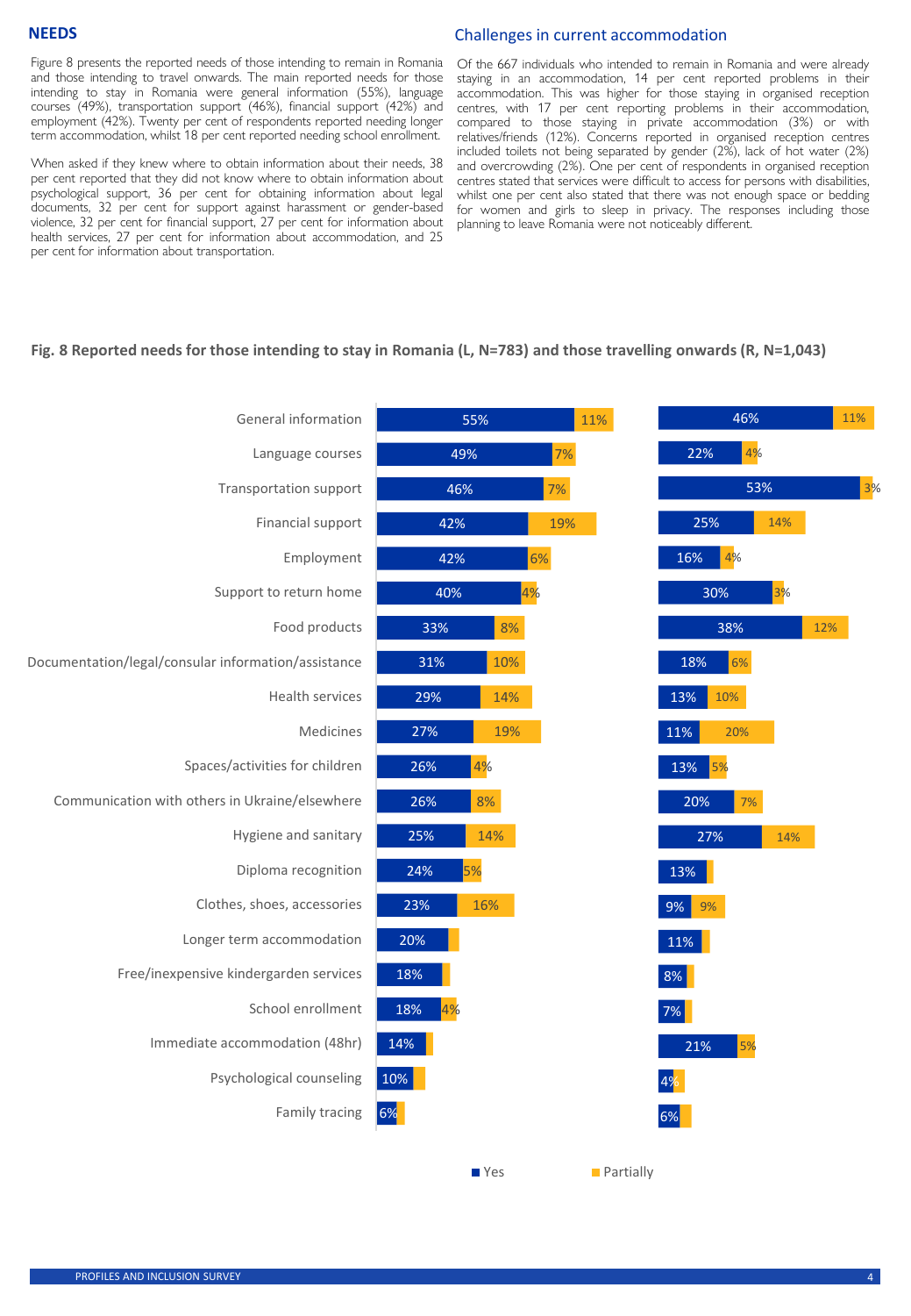## NEEDS

Figure 8 presents the reported needs of those intending to remain in Romania and those intending to travel onwards. The main reported needs for those intending to stay in Romania were general information (55%), language courses (49%), transportation support (46%), financial support (42%) and employment (42%). Twenty per cent of respondents reported needing longer term accommodation, whilst 18 per cent reported needing school enrollment.

When asked if they knew where to obtain information about their needs, 38 per cent reported that they did not know where to obtain information about psychological support, 36 per cent for obtaining information about legal documents, 32 per cent for support against harassment or gender-based violence, 32 per cent for financial support, 27 per cent for information about health services, 27 per cent for information about accommodation, and 25 per cent for information about transportation.

## Challenges in current accommodation

Of the 667 individuals who intended to remain in Romania and were already staying in an accommodation, 14 per cent reported problems in their accommodation. This was higher for those staying in organised reception centres, with 17 per cent reporting problems in their accommodation, compared to those staying in private accommodation (3%) or with relatives/friends (12%). Concerns reported in organised reception centres included toilets not being separated by gender (2%), lack of hot water (2%) and overcrowding (2%). One per cent of respondents in organised reception centres stated that services were difficult to access for persons with disabilities, whilst one per cent also stated that there was not enough space or bedding for women and girls to sleep in privacy. The responses including those planning to leave Romania were not noticeably different.

**Fig. 8 Reported needs for those intending to stay in Romania (L, N=783) and those travelling onwards (R, N=1,043)**

| Need | Stay in Romania – Yes | Stay in Romania – Partially | Travelling onwards – Yes | Travelling onwards – Partially |
|---|---|---|---|---|
| General information | 55% | 11% | 46% | 11% |
| Language courses | 49% | 7% | 22% | 4% |
| Transportation support | 46% | 7% | 53% | 3% |
| Financial support | 42% | 19% | 25% | 14% |
| Employment | 42% | 6% | 16% | 4% |
| Support to return home | 40% | 4% | 30% | 3% |
| Food products | 33% | 8% | 38% | 12% |
| Documentation/legal/consular information/assistance | 31% | 10% | 18% | 6% |
| Health services | 29% | 14% | 13% | 10% |
| Medicines | 27% | 19% | 11% | 20% |
| Spaces/activities for children | 26% | 4% | 13% | 5% |
| Communication with others in Ukraine/elsewhere | 26% | 8% | 20% | 7% |
| Hygiene and sanitary | 25% | 14% | 27% | 14% |
| Diploma recognition | 24% | 5% | 13% | |
| Clothes, shoes, accessories | 23% | 16% | 9% | 9% |
| Longer term accommodation | 20% | | 11% | |
| Free/inexpensive kindergarden services | 18% | | 8% | |
| School enrollment | 18% | 4% | 7% | |
| Immediate accommodation (48hr) | 14% | | 21% | 5% |
| Psychological counseling | 10% | | 4% | |
| Family tracing | 6% | | 6% | |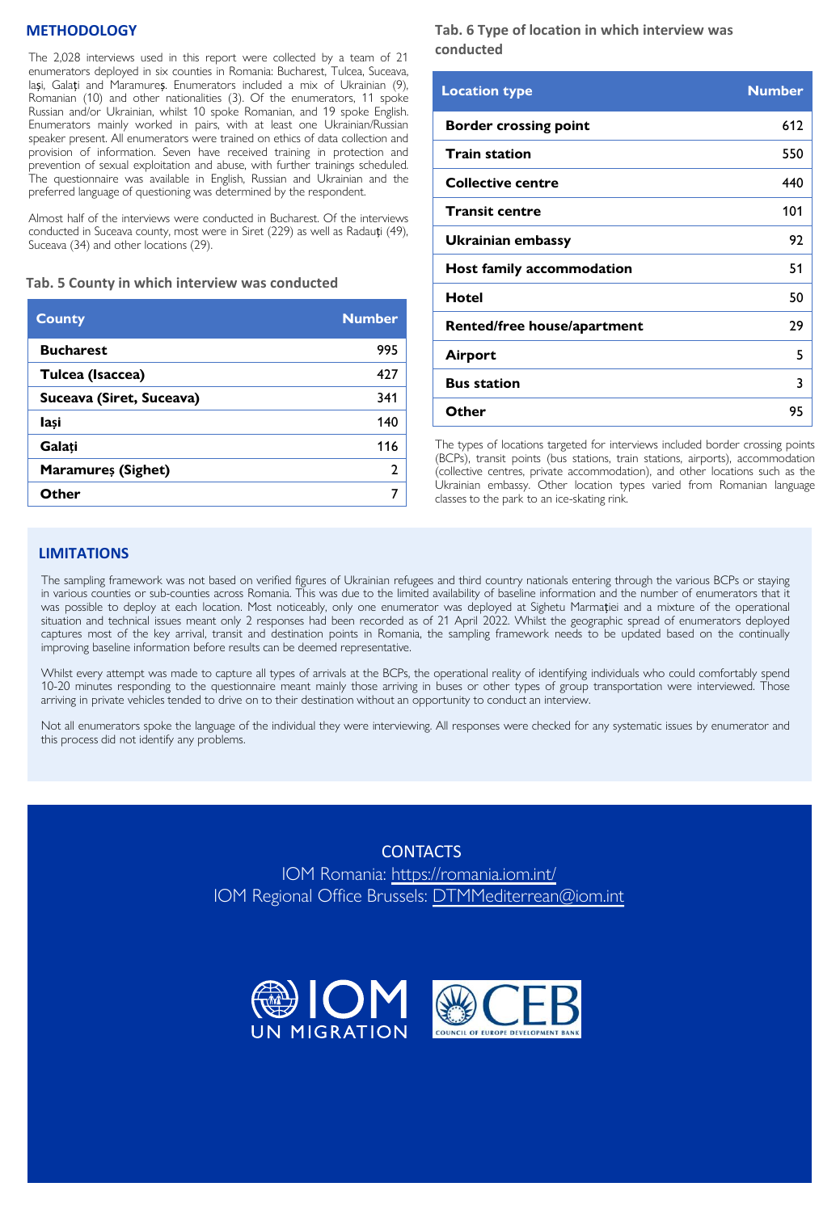## METHODOLOGY

The 2,028 interviews used in this report were collected by a team of 21 enumerators deployed in six counties in Romania: Bucharest, Tulcea, Suceava, Iași, Galați and Maramureș. Enumerators included a mix of Ukrainian (9), Romanian (10) and other nationalities (3). Of the enumerators, 11 spoke Russian and/or Ukrainian, whilst 10 spoke Romanian, and 19 spoke English. Enumerators mainly worked in pairs, with at least one Ukrainian/Russian speaker present. All enumerators were trained on ethics of data collection and provision of information. Seven have received training in protection and prevention of sexual exploitation and abuse, with further trainings scheduled. The questionnaire was available in English, Russian and Ukrainian and the preferred language of questioning was determined by the respondent.

Almost half of the interviews were conducted in Bucharest. Of the interviews conducted in Suceava county, most were in Siret (229) as well as Radauți (49), Suceava (34) and other locations (29).

**Tab. 5 County in which interview was conducted**

| County | Number |
|---|---|
| Bucharest | 995 |
| Tulcea (Isaccea) | 427 |
| Suceava (Siret, Suceava) | 341 |
| Iași | 140 |
| Galați | 116 |
| Maramureș (Sighet) | 2 |
| Other | 7 |

**Tab. 6 Type of location in which interview was conducted**

| Location type | Number |
|---|---|
| Border crossing point | 612 |
| Train station | 550 |
| Collective centre | 440 |
| Transit centre | 101 |
| Ukrainian embassy | 92 |
| Host family accommodation | 51 |
| Hotel | 50 |
| Rented/free house/apartment | 29 |
| Airport | 5 |
| Bus station | 3 |
| Other | 95 |

The types of locations targeted for interviews included border crossing points (BCPs), transit points (bus stations, train stations, airports), accommodation (collective centres, private accommodation), and other locations such as the Ukrainian embassy. Other location types varied from Romanian language classes to the park to an ice-skating rink.

## LIMITATIONS

The sampling framework was not based on verified figures of Ukrainian refugees and third country nationals entering through the various BCPs or staying in various counties or sub-counties across Romania. This was due to the limited availability of baseline information and the number of enumerators that it was possible to deploy at each location. Most noticeably, only one enumerator was deployed at Sighetu Marmației and a mixture of the operational situation and technical issues meant only 2 responses had been recorded as of 21 April 2022. Whilst the geographic spread of enumerators deployed captures most of the key arrival, transit and destination points in Romania, the sampling framework needs to be updated based on the continually improving baseline information before results can be deemed representative.

Whilst every attempt was made to capture all types of arrivals at the BCPs, the operational reality of identifying individuals who could comfortably spend 10-20 minutes responding to the questionnaire meant mainly those arriving in buses or other types of group transportation were interviewed. Those arriving in private vehicles tended to drive on to their destination without an opportunity to conduct an interview.

Not all enumerators spoke the language of the individual they were interviewing. All responses were checked for any systematic issues by enumerator and this process did not identify any problems.

CONTACTS

IOM Romania: https://romania.iom.int/

IOM Regional Office Brussels: DTMMediterrean@iom.int

IOM UN MIGRATION

CEB COUNCIL OF EUROPE DEVELOPMENT BANK